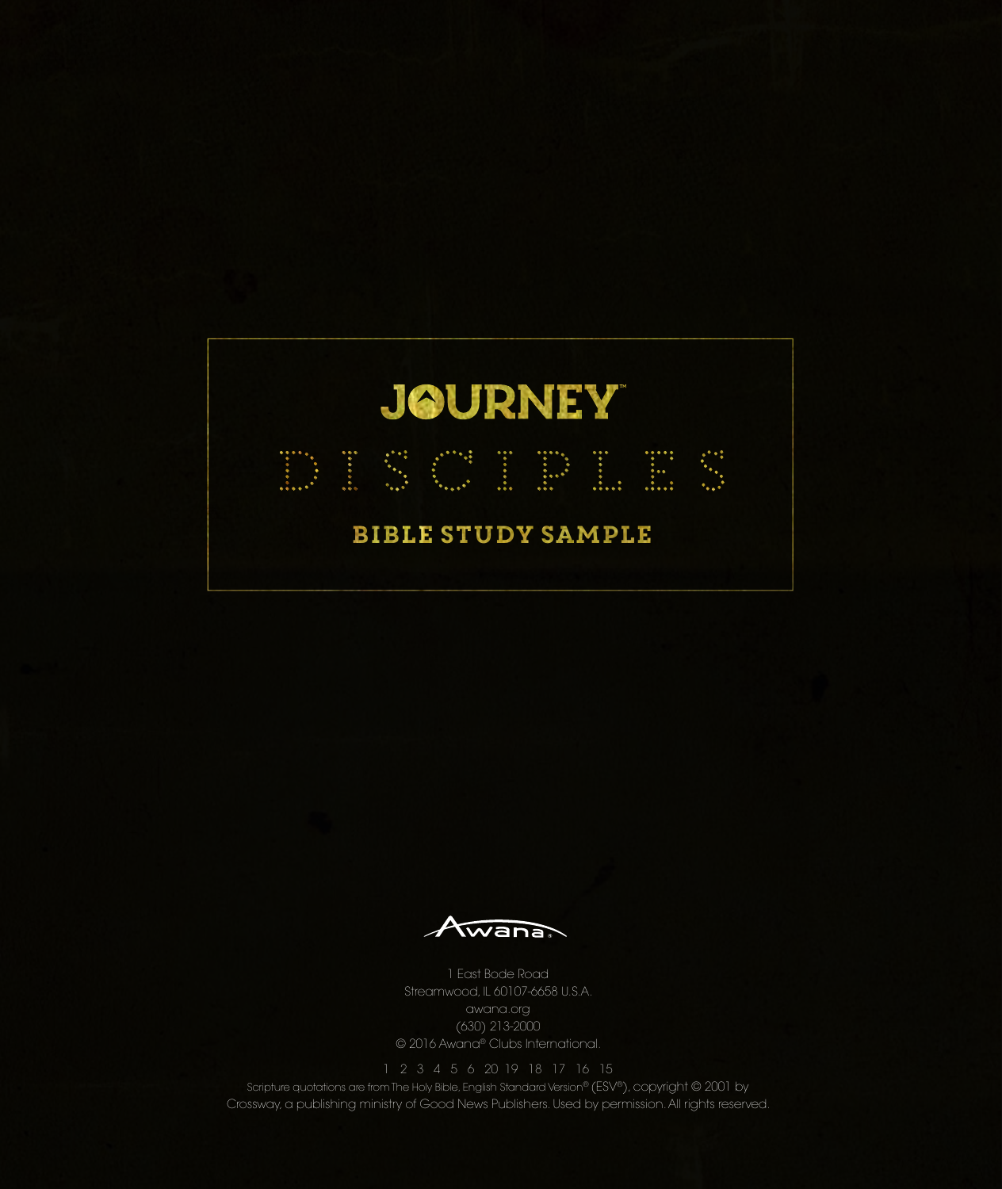# JOURNEY™

# DISCIPLES

## BIBLE STUDY SAMPLE

Awana®

1 East Bode Road
Streamwood, IL 60107-6658 U.S.A.
awana.org
(630) 213-2000
© 2016 Awana® Clubs International.

1 2 3 4 5 6 20 19 18 17 16 15

Scripture quotations are from The Holy Bible, English Standard Version® (ESV®), copyright © 2001 by Crossway, a publishing ministry of Good News Publishers. Used by permission. All rights reserved.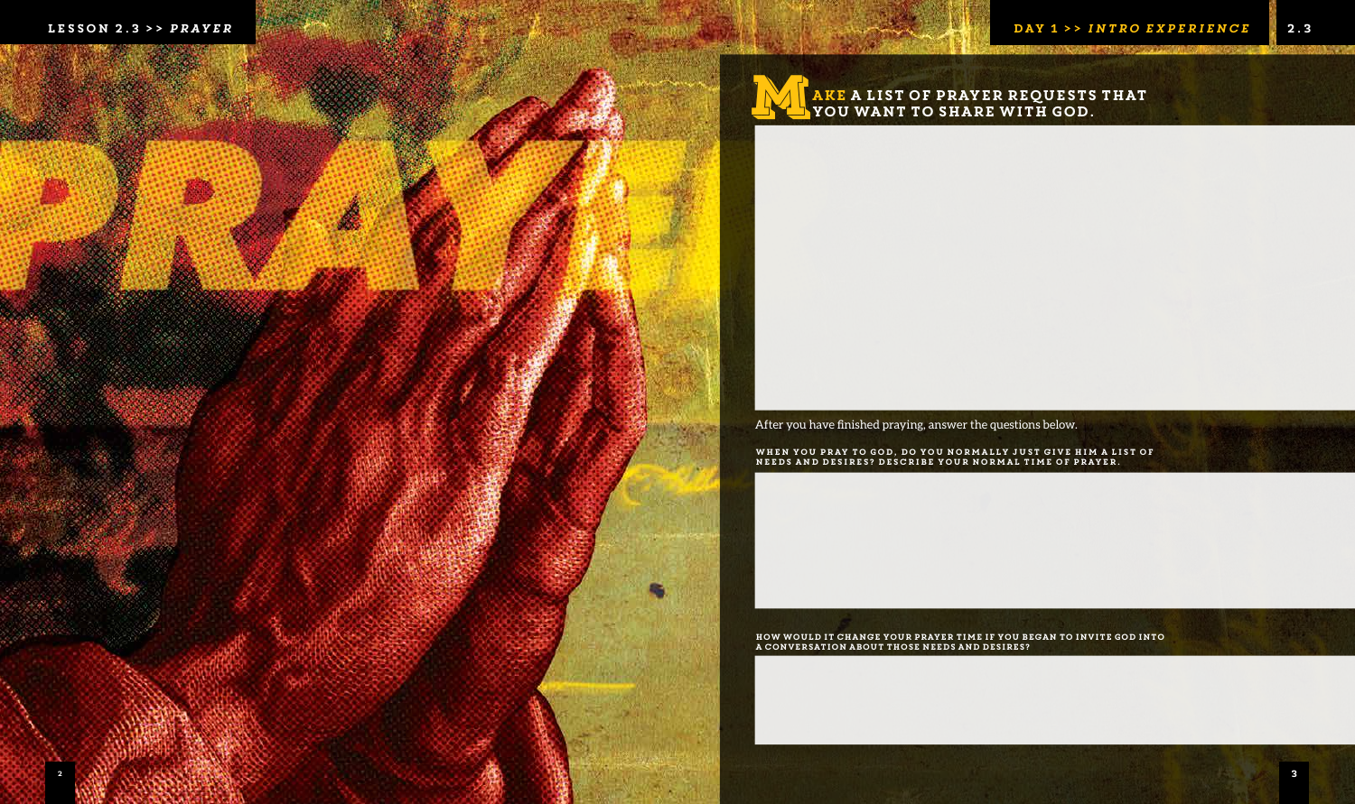# MAKE A LIST OF PRAYER REQUESTS THAT YOU WANT TO SHARE WITH GOD.

After you have finished praying, answer the questions below.

**WHEN YOU PRAY TO GOD, DO YOU NORMALLY JUST GIVE HIM A LIST OF NEEDS AND DESIRES? DESCRIBE YOUR NORMAL TIME OF PRAYER.**

**HOW WOULD IT CHANGE YOUR PRAYER TIME IF YOU BEGAN TO INVITE GOD INTO A CONVERSATION ABOUT THOSE NEEDS AND DESIRES?**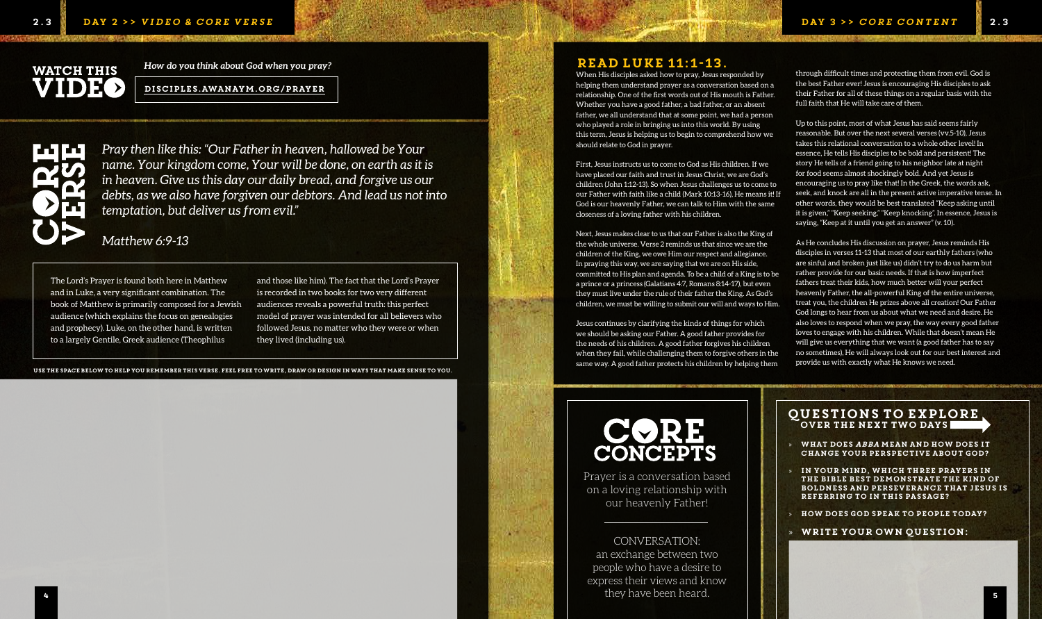## WATCH THIS VIDEO

*How do you think about God when you pray?*

**DISCIPLES.AWANAYM.ORG/PRAYER**

## CORE VERSE

*Pray then like this: "Our Father in heaven, hallowed be Your name. Your kingdom come, Your will be done, on earth as it is in heaven. Give us this day our daily bread, and forgive us our debts, as we also have forgiven our debtors. And lead us not into temptation, but deliver us from evil."*

*Matthew 6:9-13*

The Lord's Prayer is found both here in Matthew and in Luke, a very significant combination. The book of Matthew is primarily composed for a Jewish audience (which explains the focus on genealogies and prophecy). Luke, on the other hand, is written to a largely Gentile, Greek audience (Theophilus and those like him). The fact that the Lord's Prayer is recorded in two books for two very different audiences reveals a powerful truth: this perfect model of prayer was intended for all believers who followed Jesus, no matter who they were or when they lived (including us).

USE THE SPACE BELOW TO HELP YOU REMEMBER THIS VERSE. FEEL FREE TO WRITE, DRAW OR DESIGN IN WAYS THAT MAKE SENSE TO YOU.

## READ LUKE 11:1-13.

When His disciples asked how to pray, Jesus responded by helping them understand prayer as a conversation based on a relationship. One of the first words out of His mouth is Father. Whether you have a good father, a bad father, or an absent father, we all understand that at some point, we had a person who played a role in bringing us into this world. By using this term, Jesus is helping us to begin to comprehend how we should relate to God in prayer.

First, Jesus instructs us to come to God as His children. If we have placed our faith and trust in Jesus Christ, we are God's children (John 1:12-13). So when Jesus challenges us to come to our Father with faith like a child (Mark 10:13-16), He means it! If God is our heavenly Father, we can talk to Him with the same closeness of a loving father with his children.

Next, Jesus makes clear to us that our Father is also the King of the whole universe. Verse 2 reminds us that since we are the children of the King, we owe Him our respect and allegiance. In praying this way, we are saying that we are on His side, committed to His plan and agenda. To be a child of a King is to be a prince or a princess (Galatians 4:7, Romans 8:14-17), but even they must live under the rule of their father the King. As God's children, we must be willing to submit our will and ways to Him.

Jesus continues by clarifying the kinds of things for which we should be asking our Father. A good father provides for the needs of his children. A good father forgives his children when they fail, while challenging them to forgive others in the same way. A good father protects his children by helping them through difficult times and protecting them from evil. God is the best Father ever! Jesus is encouraging His disciples to ask their Father for all of these things on a regular basis with the full faith that He will take care of them.

Up to this point, most of what Jesus has said seems fairly reasonable. But over the next several verses (vv.5-10), Jesus takes this relational conversation to a whole other level! In essence, He tells His disciples to be bold and persistent! The story He tells of a friend going to his neighbor late at night for food seems almost shockingly bold. And yet Jesus is encouraging us to pray like that! In the Greek, the words ask, seek, and knock are all in the present active imperative tense. In other words, they would be best translated "Keep asking until it is given," "Keep seeking," "Keep knocking". In essence, Jesus is saying, "Keep at it until you get an answer" (v. 10).

As He concludes His discussion on prayer, Jesus reminds His disciples in verses 11-13 that most of our earthly fathers (who are sinful and broken just like us) didn't try to do us harm but rather provide for our basic needs. If that is how imperfect fathers treat their kids, how much better will your perfect heavenly Father, the all-powerful King of the entire universe, treat you, the children He prizes above all creation! Our Father God longs to hear from us about what we need and desire. He also loves to respond when we pray, the way every good father loves to engage with his children. While that doesn't mean He will give us everything that we want (a good father has to say no sometimes), He will always look out for our best interest and provide us with exactly what He knows we need.

## CORE CONCEPTS

Prayer is a conversation based on a loving relationship with our heavenly Father!

CONVERSATION: an exchange between two people who have a desire to express their views and know they have been heard.

## QUESTIONS TO EXPLORE OVER THE NEXT TWO DAYS

- **WHAT DOES *ABBA* MEAN AND HOW DOES IT CHANGE YOUR PERSPECTIVE ABOUT GOD?**
- **IN YOUR MIND, WHICH THREE PRAYERS IN THE BIBLE BEST DEMONSTRATE THE KIND OF BOLDNESS AND PERSEVERANCE THAT JESUS IS REFERRING TO IN THIS PASSAGE?**
- **HOW DOES GOD SPEAK TO PEOPLE TODAY?**
- **WRITE YOUR OWN QUESTION:**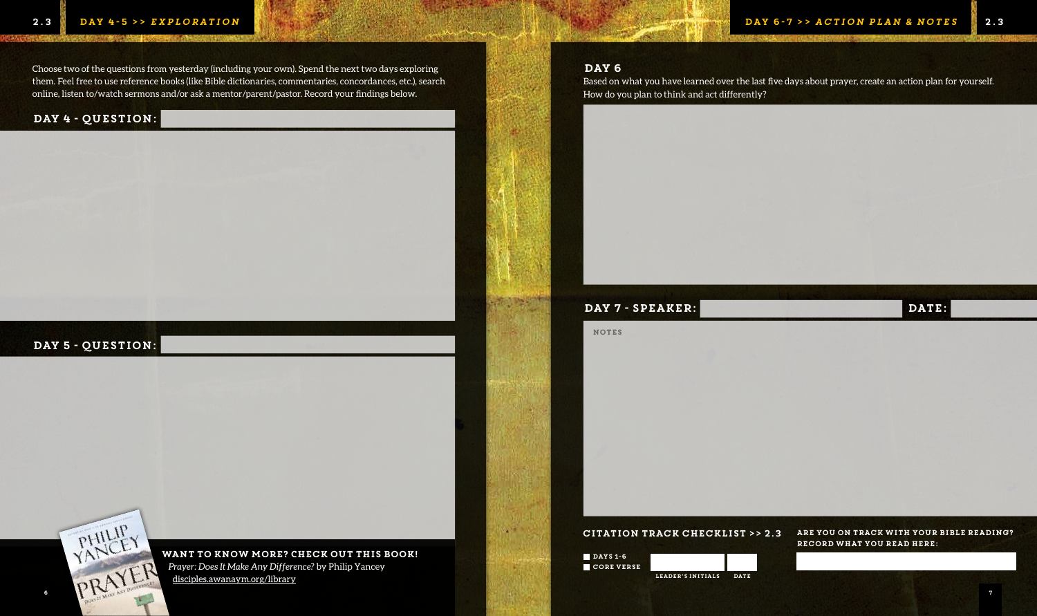## DAY 4-5 >> EXPLORATION

Choose two of the questions from yesterday (including your own). Spend the next two days exploring them. Feel free to use reference books (like Bible dictionaries, commentaries, concordances, etc.), search online, listen to/watch sermons and/or ask a mentor/parent/pastor. Record your findings below.

**DAY 4 - QUESTION:**

**DAY 5 - QUESTION:**

**WANT TO KNOW MORE? CHECK OUT THIS BOOK!**
*Prayer: Does It Make Any Difference?* by Philip Yancey
disciples.awanaym.org/library

## DAY 6-7 >> ACTION PLAN & NOTES

### DAY 6

Based on what you have learned over the last five days about prayer, create an action plan for yourself. How do you plan to think and act differently?

**DAY 7 - SPEAKER:** **DATE:**

NOTES

**CITATION TRACK CHECKLIST >> 2.3**

- DAYS 1-6
- CORE VERSE

LEADER'S INITIALS DATE

**ARE YOU ON TRACK WITH YOUR BIBLE READING? RECORD WHAT YOU READ HERE:**